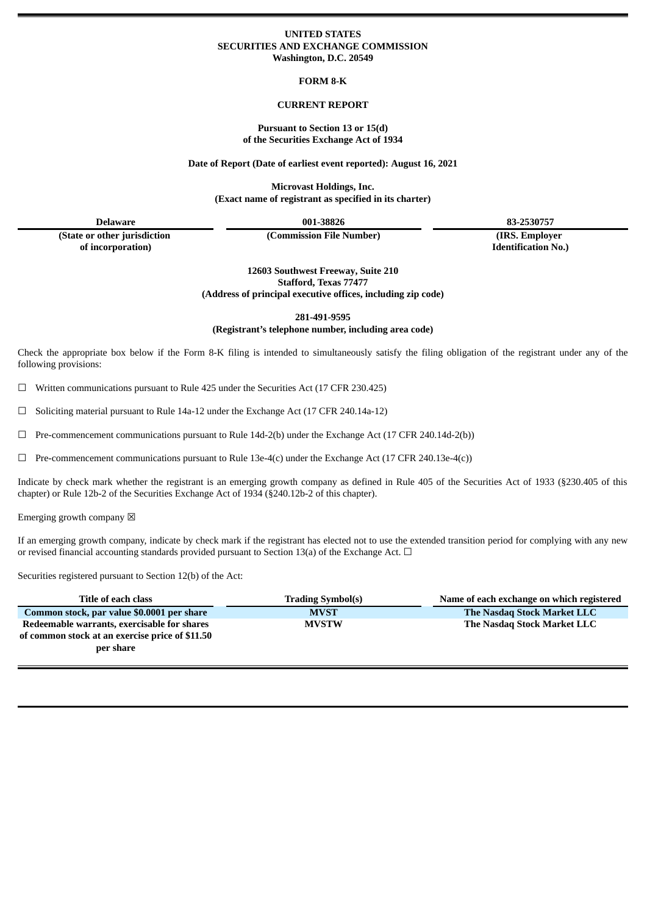**UNITED STATES**
**SECURITIES AND EXCHANGE COMMISSION**
**Washington, D.C. 20549**

**FORM 8-K**

**CURRENT REPORT**

**Pursuant to Section 13 or 15(d)**
**of the Securities Exchange Act of 1934**

**Date of Report (Date of earliest event reported): August 16, 2021**

**Microvast Holdings, Inc.**
**(Exact name of registrant as specified in its charter)**

| Delaware | 001-38826 | 83-2530757 |
|---|---|---|
| (State or other jurisdiction of incorporation) | (Commission File Number) | (IRS. Employer Identification No.) |

**12603 Southwest Freeway, Suite 210**
**Stafford, Texas 77477**
**(Address of principal executive offices, including zip code)**

**281-491-9595**
**(Registrant's telephone number, including area code)**

Check the appropriate box below if the Form 8-K filing is intended to simultaneously satisfy the filing obligation of the registrant under any of the following provisions:

☐ Written communications pursuant to Rule 425 under the Securities Act (17 CFR 230.425)

☐ Soliciting material pursuant to Rule 14a-12 under the Exchange Act (17 CFR 240.14a-12)

☐ Pre-commencement communications pursuant to Rule 14d-2(b) under the Exchange Act (17 CFR 240.14d-2(b))

☐ Pre-commencement communications pursuant to Rule 13e-4(c) under the Exchange Act (17 CFR 240.13e-4(c))

Indicate by check mark whether the registrant is an emerging growth company as defined in Rule 405 of the Securities Act of 1933 (§230.405 of this chapter) or Rule 12b-2 of the Securities Exchange Act of 1934 (§240.12b-2 of this chapter).

Emerging growth company ☒

If an emerging growth company, indicate by check mark if the registrant has elected not to use the extended transition period for complying with any new or revised financial accounting standards provided pursuant to Section 13(a) of the Exchange Act. ☐

Securities registered pursuant to Section 12(b) of the Act:

| Title of each class | Trading Symbol(s) | Name of each exchange on which registered |
|---|---|---|
| Common stock, par value $0.0001 per share | MVST | The Nasdaq Stock Market LLC |
| Redeemable warrants, exercisable for shares of common stock at an exercise price of $11.50 per share | MVSTW | The Nasdaq Stock Market LLC |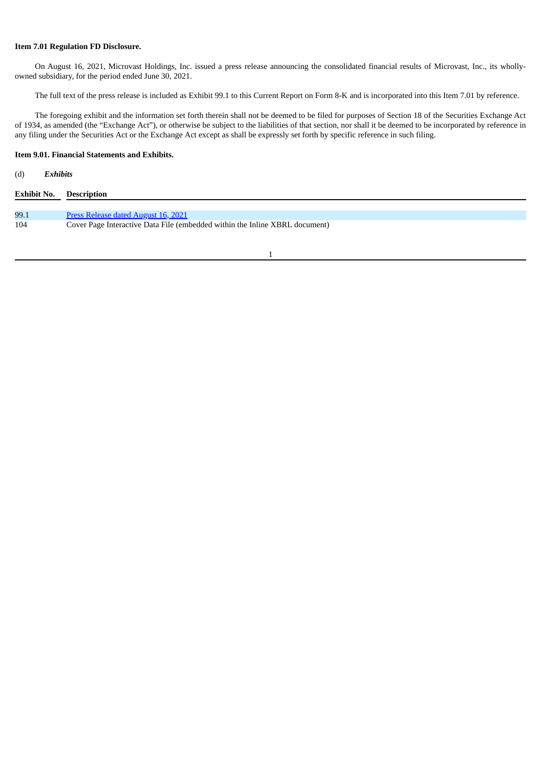**Item 7.01 Regulation FD Disclosure.**

On August 16, 2021, Microvast Holdings, Inc. issued a press release announcing the consolidated financial results of Microvast, Inc., its wholly-owned subsidiary, for the period ended June 30, 2021.

The full text of the press release is included as Exhibit 99.1 to this Current Report on Form 8-K and is incorporated into this Item 7.01 by reference.

The foregoing exhibit and the information set forth therein shall not be deemed to be filed for purposes of Section 18 of the Securities Exchange Act of 1934, as amended (the "Exchange Act"), or otherwise be subject to the liabilities of that section, nor shall it be deemed to be incorporated by reference in any filing under the Securities Act or the Exchange Act except as shall be expressly set forth by specific reference in such filing.

**Item 9.01. Financial Statements and Exhibits.**

(d) ***Exhibits***

| Exhibit No. | Description |
|---|---|
| 99.1 | Press Release dated August 16, 2021 |
| 104 | Cover Page Interactive Data File (embedded within the Inline XBRL document) |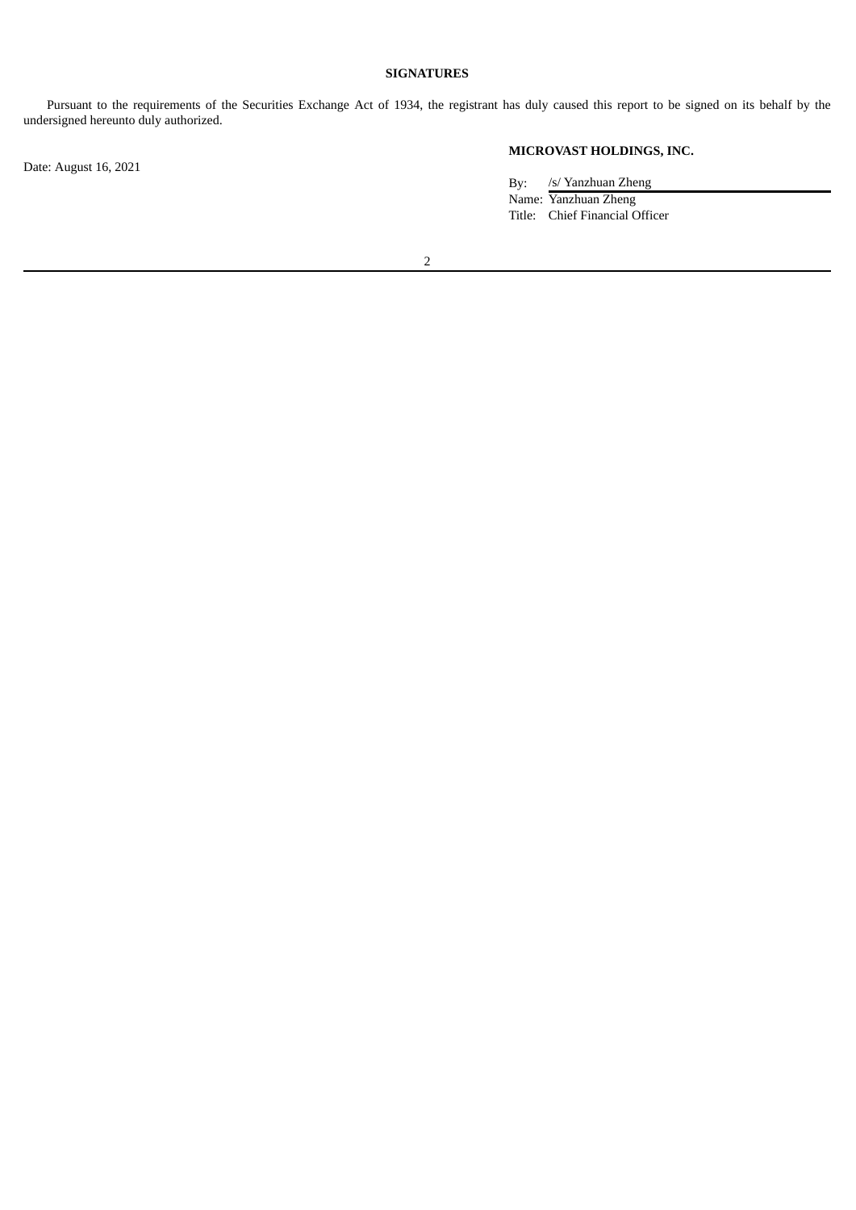**SIGNATURES**

Pursuant to the requirements of the Securities Exchange Act of 1934, the registrant has duly caused this report to be signed on its behalf by the undersigned hereunto duly authorized.

Date: August 16, 2021

**MICROVAST HOLDINGS, INC.**

By: /s/ Yanzhuan Zheng
Name: Yanzhuan Zheng
Title: Chief Financial Officer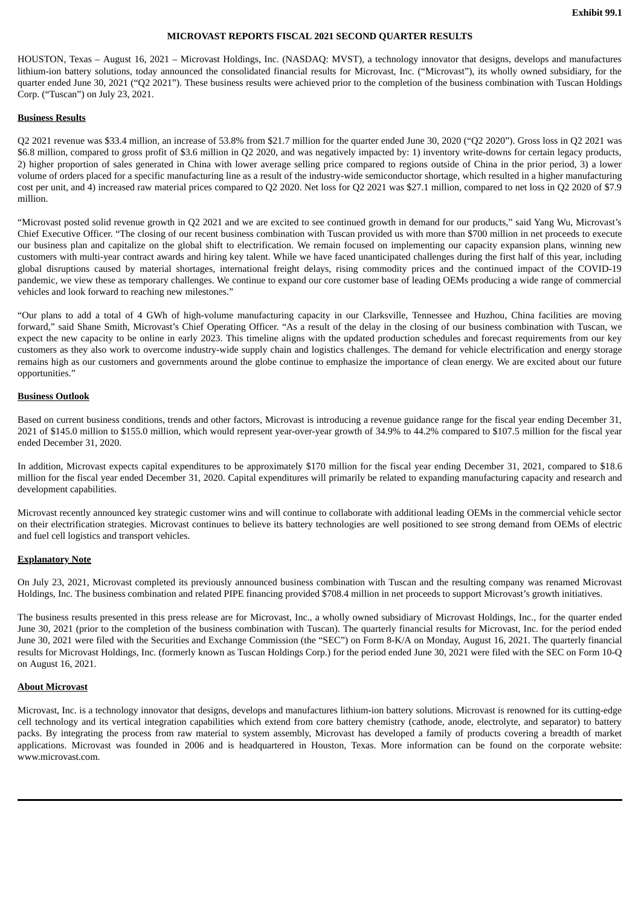**Exhibit 99.1**

**MICROVAST REPORTS FISCAL 2021 SECOND QUARTER RESULTS**

HOUSTON, Texas – August 16, 2021 – Microvast Holdings, Inc. (NASDAQ: MVST), a technology innovator that designs, develops and manufactures lithium-ion battery solutions, today announced the consolidated financial results for Microvast, Inc. ("Microvast"), its wholly owned subsidiary, for the quarter ended June 30, 2021 ("Q2 2021"). These business results were achieved prior to the completion of the business combination with Tuscan Holdings Corp. ("Tuscan") on July 23, 2021.

**Business Results**

Q2 2021 revenue was $33.4 million, an increase of 53.8% from $21.7 million for the quarter ended June 30, 2020 ("Q2 2020"). Gross loss in Q2 2021 was $6.8 million, compared to gross profit of $3.6 million in Q2 2020, and was negatively impacted by: 1) inventory write-downs for certain legacy products, 2) higher proportion of sales generated in China with lower average selling price compared to regions outside of China in the prior period, 3) a lower volume of orders placed for a specific manufacturing line as a result of the industry-wide semiconductor shortage, which resulted in a higher manufacturing cost per unit, and 4) increased raw material prices compared to Q2 2020. Net loss for Q2 2021 was $27.1 million, compared to net loss in Q2 2020 of $7.9 million.

"Microvast posted solid revenue growth in Q2 2021 and we are excited to see continued growth in demand for our products," said Yang Wu, Microvast's Chief Executive Officer. "The closing of our recent business combination with Tuscan provided us with more than $700 million in net proceeds to execute our business plan and capitalize on the global shift to electrification. We remain focused on implementing our capacity expansion plans, winning new customers with multi-year contract awards and hiring key talent. While we have faced unanticipated challenges during the first half of this year, including global disruptions caused by material shortages, international freight delays, rising commodity prices and the continued impact of the COVID-19 pandemic, we view these as temporary challenges. We continue to expand our core customer base of leading OEMs producing a wide range of commercial vehicles and look forward to reaching new milestones."

"Our plans to add a total of 4 GWh of high-volume manufacturing capacity in our Clarksville, Tennessee and Huzhou, China facilities are moving forward," said Shane Smith, Microvast's Chief Operating Officer. "As a result of the delay in the closing of our business combination with Tuscan, we expect the new capacity to be online in early 2023. This timeline aligns with the updated production schedules and forecast requirements from our key customers as they also work to overcome industry-wide supply chain and logistics challenges. The demand for vehicle electrification and energy storage remains high as our customers and governments around the globe continue to emphasize the importance of clean energy. We are excited about our future opportunities."

**Business Outlook**

Based on current business conditions, trends and other factors, Microvast is introducing a revenue guidance range for the fiscal year ending December 31, 2021 of $145.0 million to $155.0 million, which would represent year-over-year growth of 34.9% to 44.2% compared to $107.5 million for the fiscal year ended December 31, 2020.

In addition, Microvast expects capital expenditures to be approximately $170 million for the fiscal year ending December 31, 2021, compared to $18.6 million for the fiscal year ended December 31, 2020. Capital expenditures will primarily be related to expanding manufacturing capacity and research and development capabilities.

Microvast recently announced key strategic customer wins and will continue to collaborate with additional leading OEMs in the commercial vehicle sector on their electrification strategies. Microvast continues to believe its battery technologies are well positioned to see strong demand from OEMs of electric and fuel cell logistics and transport vehicles.

**Explanatory Note**

On July 23, 2021, Microvast completed its previously announced business combination with Tuscan and the resulting company was renamed Microvast Holdings, Inc. The business combination and related PIPE financing provided $708.4 million in net proceeds to support Microvast's growth initiatives.

The business results presented in this press release are for Microvast, Inc., a wholly owned subsidiary of Microvast Holdings, Inc., for the quarter ended June 30, 2021 (prior to the completion of the business combination with Tuscan). The quarterly financial results for Microvast, Inc. for the period ended June 30, 2021 were filed with the Securities and Exchange Commission (the "SEC") on Form 8-K/A on Monday, August 16, 2021. The quarterly financial results for Microvast Holdings, Inc. (formerly known as Tuscan Holdings Corp.) for the period ended June 30, 2021 were filed with the SEC on Form 10-Q on August 16, 2021.

**About Microvast**

Microvast, Inc. is a technology innovator that designs, develops and manufactures lithium-ion battery solutions. Microvast is renowned for its cutting-edge cell technology and its vertical integration capabilities which extend from core battery chemistry (cathode, anode, electrolyte, and separator) to battery packs. By integrating the process from raw material to system assembly, Microvast has developed a family of products covering a breadth of market applications. Microvast was founded in 2006 and is headquartered in Houston, Texas. More information can be found on the corporate website: www.microvast.com.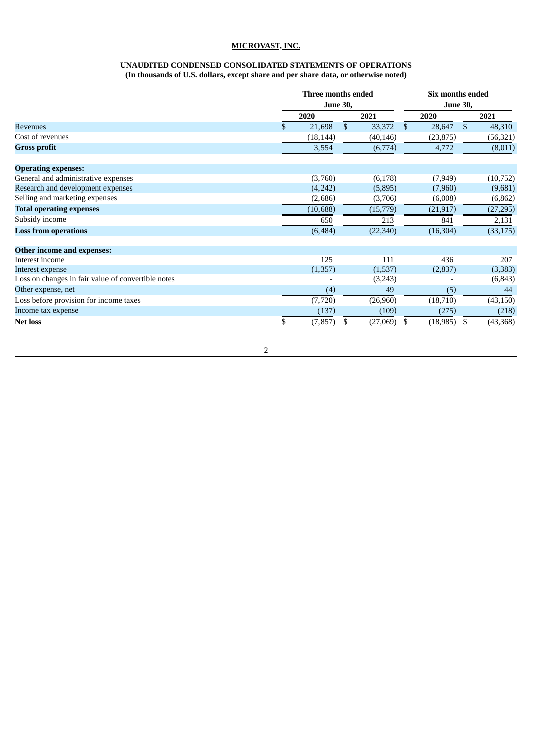**MICROVAST, INC.**

**UNAUDITED CONDENSED CONSOLIDATED STATEMENTS OF OPERATIONS**
**(In thousands of U.S. dollars, except share and per share data, or otherwise noted)**

| | Three months ended June 30, | | Six months ended June 30, | |
|---|---|---|---|---|
| | 2020 | 2021 | 2020 | 2021 |
| Revenues | $ 21,698 | $ 33,372 | $ 28,647 | $ 48,310 |
| Cost of revenues | (18,144) | (40,146) | (23,875) | (56,321) |
| **Gross profit** | 3,554 | (6,774) | 4,772 | (8,011) |
| | | | | |
| **Operating expenses:** | | | | |
| General and administrative expenses | (3,760) | (6,178) | (7,949) | (10,752) |
| Research and development expenses | (4,242) | (5,895) | (7,960) | (9,681) |
| Selling and marketing expenses | (2,686) | (3,706) | (6,008) | (6,862) |
| **Total operating expenses** | (10,688) | (15,779) | (21,917) | (27,295) |
| Subsidy income | 650 | 213 | 841 | 2,131 |
| **Loss from operations** | (6,484) | (22,340) | (16,304) | (33,175) |
| | | | | |
| **Other income and expenses:** | | | | |
| Interest income | 125 | 111 | 436 | 207 |
| Interest expense | (1,357) | (1,537) | (2,837) | (3,383) |
| Loss on changes in fair value of convertible notes | - | (3,243) | - | (6,843) |
| Other expense, net | (4) | 49 | (5) | 44 |
| Loss before provision for income taxes | (7,720) | (26,960) | (18,710) | (43,150) |
| Income tax expense | (137) | (109) | (275) | (218) |
| **Net loss** | $ (7,857) | $ (27,069) | $ (18,985) | $ (43,368) |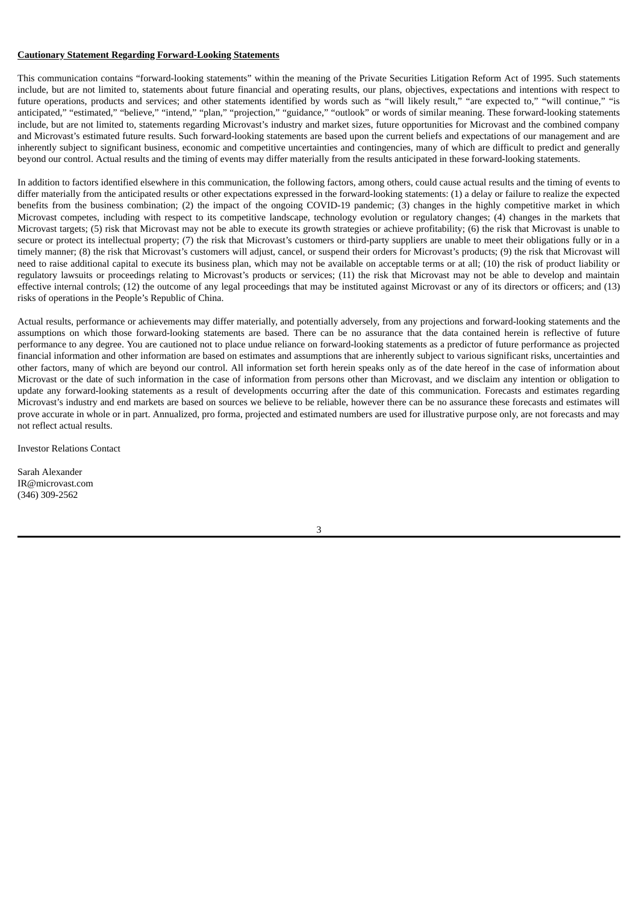**Cautionary Statement Regarding Forward-Looking Statements**

This communication contains "forward-looking statements" within the meaning of the Private Securities Litigation Reform Act of 1995. Such statements include, but are not limited to, statements about future financial and operating results, our plans, objectives, expectations and intentions with respect to future operations, products and services; and other statements identified by words such as "will likely result," "are expected to," "will continue," "is anticipated," "estimated," "believe," "intend," "plan," "projection," "guidance," "outlook" or words of similar meaning. These forward-looking statements include, but are not limited to, statements regarding Microvast's industry and market sizes, future opportunities for Microvast and the combined company and Microvast's estimated future results. Such forward-looking statements are based upon the current beliefs and expectations of our management and are inherently subject to significant business, economic and competitive uncertainties and contingencies, many of which are difficult to predict and generally beyond our control. Actual results and the timing of events may differ materially from the results anticipated in these forward-looking statements.

In addition to factors identified elsewhere in this communication, the following factors, among others, could cause actual results and the timing of events to differ materially from the anticipated results or other expectations expressed in the forward-looking statements: (1) a delay or failure to realize the expected benefits from the business combination; (2) the impact of the ongoing COVID-19 pandemic; (3) changes in the highly competitive market in which Microvast competes, including with respect to its competitive landscape, technology evolution or regulatory changes; (4) changes in the markets that Microvast targets; (5) risk that Microvast may not be able to execute its growth strategies or achieve profitability; (6) the risk that Microvast is unable to secure or protect its intellectual property; (7) the risk that Microvast's customers or third-party suppliers are unable to meet their obligations fully or in a timely manner; (8) the risk that Microvast's customers will adjust, cancel, or suspend their orders for Microvast's products; (9) the risk that Microvast will need to raise additional capital to execute its business plan, which may not be available on acceptable terms or at all; (10) the risk of product liability or regulatory lawsuits or proceedings relating to Microvast's products or services; (11) the risk that Microvast may not be able to develop and maintain effective internal controls; (12) the outcome of any legal proceedings that may be instituted against Microvast or any of its directors or officers; and (13) risks of operations in the People's Republic of China.

Actual results, performance or achievements may differ materially, and potentially adversely, from any projections and forward-looking statements and the assumptions on which those forward-looking statements are based. There can be no assurance that the data contained herein is reflective of future performance to any degree. You are cautioned not to place undue reliance on forward-looking statements as a predictor of future performance as projected financial information and other information are based on estimates and assumptions that are inherently subject to various significant risks, uncertainties and other factors, many of which are beyond our control. All information set forth herein speaks only as of the date hereof in the case of information about Microvast or the date of such information in the case of information from persons other than Microvast, and we disclaim any intention or obligation to update any forward-looking statements as a result of developments occurring after the date of this communication. Forecasts and estimates regarding Microvast's industry and end markets are based on sources we believe to be reliable, however there can be no assurance these forecasts and estimates will prove accurate in whole or in part. Annualized, pro forma, projected and estimated numbers are used for illustrative purpose only, are not forecasts and may not reflect actual results.

Investor Relations Contact

Sarah Alexander
IR@microvast.com
(346) 309-2562